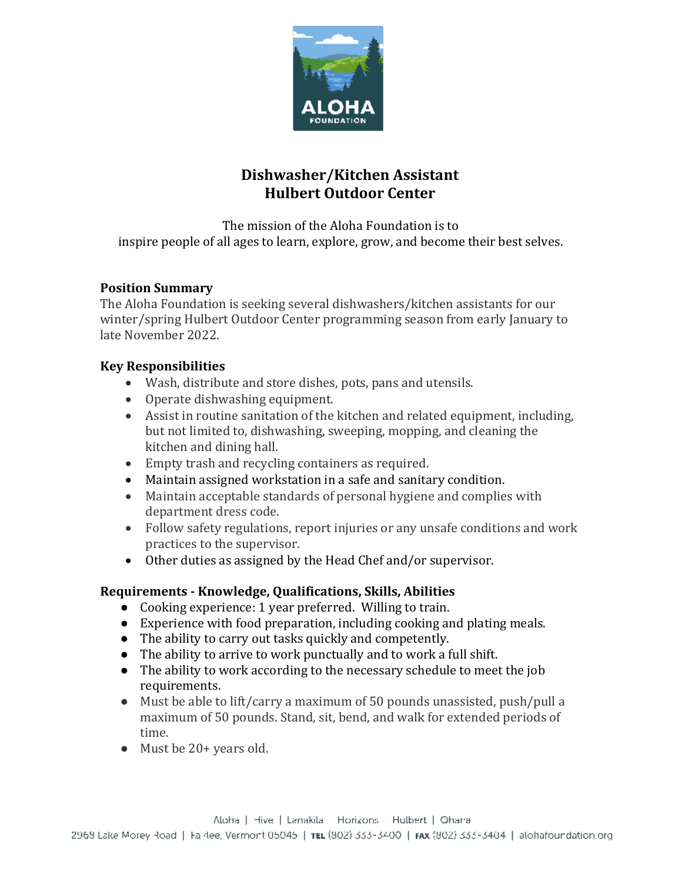# Dishwasher/Kitchen Assistant
# Hulbert Outdoor Center

The mission of the Aloha Foundation is to
inspire people of all ages to learn, explore, grow, and become their best selves.

**Position Summary**
The Aloha Foundation is seeking several dishwashers/kitchen assistants for our winter/spring Hulbert Outdoor Center programming season from early January to late November 2022.

**Key Responsibilities**

- Wash, distribute and store dishes, pots, pans and utensils.
- Operate dishwashing equipment.
- Assist in routine sanitation of the kitchen and related equipment, including, but not limited to, dishwashing, sweeping, mopping, and cleaning the kitchen and dining hall.
- Empty trash and recycling containers as required.
- Maintain assigned workstation in a safe and sanitary condition.
- Maintain acceptable standards of personal hygiene and complies with department dress code.
- Follow safety regulations, report injuries or any unsafe conditions and work practices to the supervisor.
- Other duties as assigned by the Head Chef and/or supervisor.

**Requirements - Knowledge, Qualifications, Skills, Abilities**

- Cooking experience: 1 year preferred. Willing to train.
- Experience with food preparation, including cooking and plating meals.
- The ability to carry out tasks quickly and competently.
- The ability to arrive to work punctually and to work a full shift.
- The ability to work according to the necessary schedule to meet the job requirements.
- Must be able to lift/carry a maximum of 50 pounds unassisted, push/pull a maximum of 50 pounds. Stand, sit, bend, and walk for extended periods of time.
- Must be 20+ years old.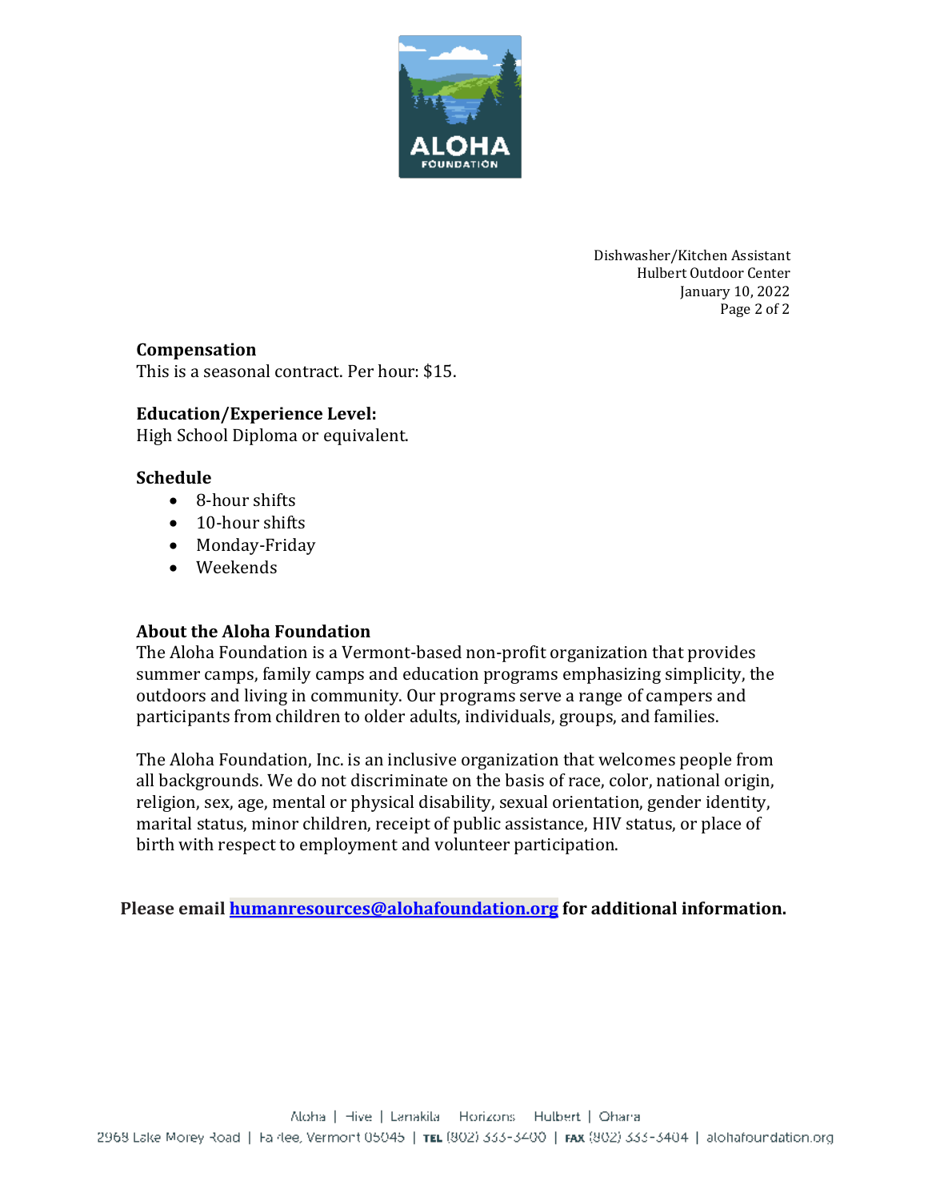**Compensation**
This is a seasonal contract. Per hour: $15.

**Education/Experience Level:**
High School Diploma or equivalent.

**Schedule**

- 8-hour shifts
- 10-hour shifts
- Monday-Friday
- Weekends

**About the Aloha Foundation**
The Aloha Foundation is a Vermont-based non-profit organization that provides summer camps, family camps and education programs emphasizing simplicity, the outdoors and living in community. Our programs serve a range of campers and participants from children to older adults, individuals, groups, and families.

The Aloha Foundation, Inc. is an inclusive organization that welcomes people from all backgrounds. We do not discriminate on the basis of race, color, national origin, religion, sex, age, mental or physical disability, sexual orientation, gender identity, marital status, minor children, receipt of public assistance, HIV status, or place of birth with respect to employment and volunteer participation.

**Please email [humanresources@alohafoundation.org](mailto:humanresources@alohafoundation.org) for additional information.**